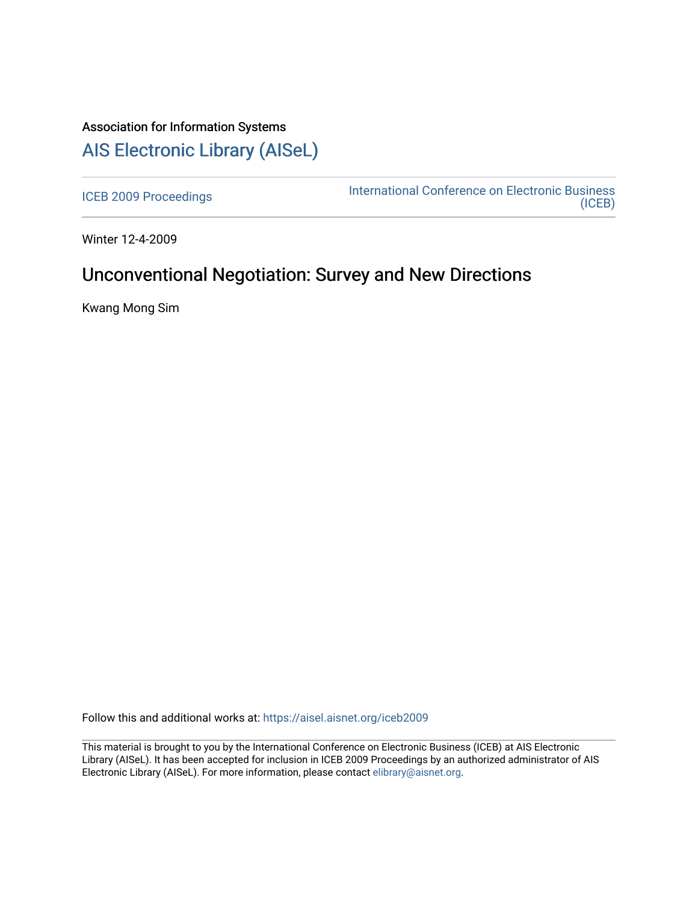Association for Information Systems

# AIS Electronic Library (AISeL)

ICEB 2009 Proceedings

International Conference on Electronic Business (ICEB)

Winter 12-4-2009

## Unconventional Negotiation: Survey and New Directions

Kwang Mong Sim

Follow this and additional works at: https://aisel.aisnet.org/iceb2009

This material is brought to you by the International Conference on Electronic Business (ICEB) at AIS Electronic Library (AISeL). It has been accepted for inclusion in ICEB 2009 Proceedings by an authorized administrator of AIS Electronic Library (AISeL). For more information, please contact elibrary@aisnet.org.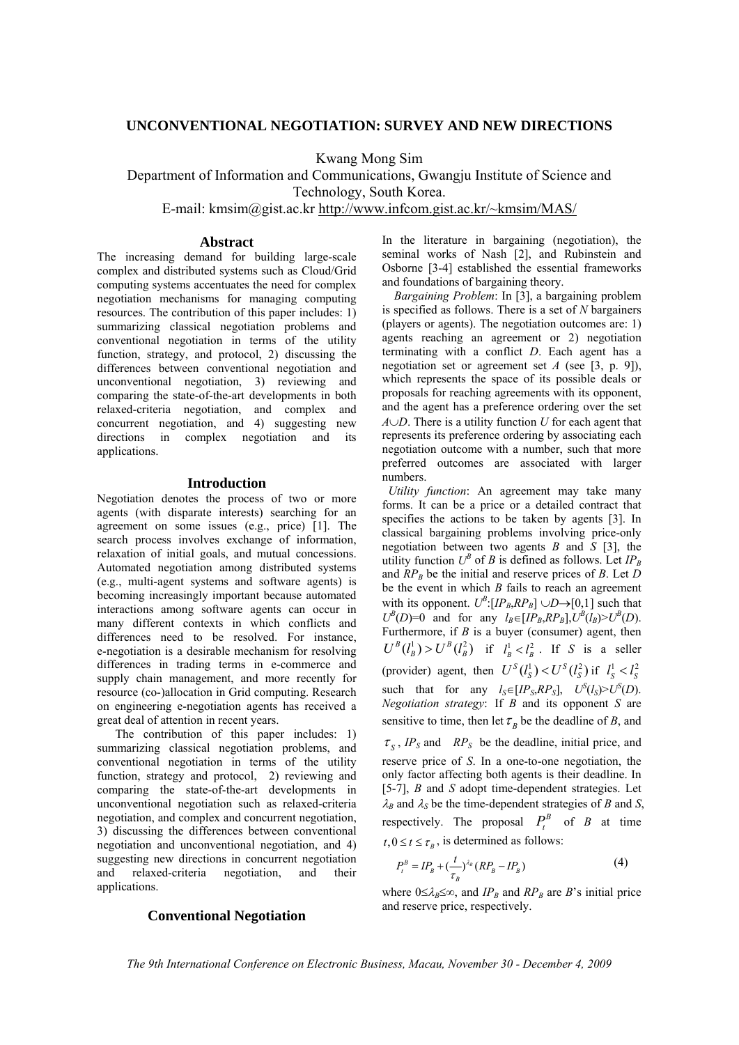# UNCONVENTIONAL NEGOTIATION: SURVEY AND NEW DIRECTIONS

Kwang Mong Sim
Department of Information and Communications, Gwangju Institute of Science and Technology, South Korea.
E-mail: kmsim@gist.ac.kr http://www.infcom.gist.ac.kr/~kmsim/MAS/

## Abstract

The increasing demand for building large-scale complex and distributed systems such as Cloud/Grid computing systems accentuates the need for complex negotiation mechanisms for managing computing resources. The contribution of this paper includes: 1) summarizing classical negotiation problems and conventional negotiation in terms of the utility function, strategy, and protocol, 2) discussing the differences between conventional negotiation and unconventional negotiation, 3) reviewing and comparing the state-of-the-art developments in both relaxed-criteria negotiation, and complex and concurrent negotiation, and 4) suggesting new directions in complex negotiation and its applications.

## Introduction

Negotiation denotes the process of two or more agents (with disparate interests) searching for an agreement on some issues (e.g., price) [1]. The search process involves exchange of information, relaxation of initial goals, and mutual concessions. Automated negotiation among distributed systems (e.g., multi-agent systems and software agents) is becoming increasingly important because automated interactions among software agents can occur in many different contexts in which conflicts and differences need to be resolved. For instance, e-negotiation is a desirable mechanism for resolving differences in trading terms in e-commerce and supply chain management, and more recently for resource (co-)allocation in Grid computing. Research on engineering e-negotiation agents has received a great deal of attention in recent years.

The contribution of this paper includes: 1) summarizing classical negotiation problems, and conventional negotiation in terms of the utility function, strategy and protocol, 2) reviewing and comparing the state-of-the-art developments in unconventional negotiation such as relaxed-criteria negotiation, and complex and concurrent negotiation, 3) discussing the differences between conventional negotiation and unconventional negotiation, and 4) suggesting new directions in concurrent negotiation and relaxed-criteria negotiation, and their applications.

## Conventional Negotiation

In the literature in bargaining (negotiation), the seminal works of Nash [2], and Rubinstein and Osborne [3-4] established the essential frameworks and foundations of bargaining theory.

*Bargaining Problem*: In [3], a bargaining problem is specified as follows. There is a set of $N$ bargainers (players or agents). The negotiation outcomes are: 1) agents reaching an agreement or 2) negotiation terminating with a conflict $D$. Each agent has a negotiation set or agreement set $A$ (see [3, p. 9]), which represents the space of its possible deals or proposals for reaching agreements with its opponent, and the agent has a preference ordering over the set $A \cup D$. There is a utility function $U$ for each agent that represents its preference ordering by associating each negotiation outcome with a number, such that more preferred outcomes are associated with larger numbers.

*Utility function*: An agreement may take many forms. It can be a price or a detailed contract that specifies the actions to be taken by agents [3]. In classical bargaining problems involving price-only negotiation between two agents $B$ and $S$ [3], the utility function $U^B$ of $B$ is defined as follows. Let $IP_B$ and $RP_B$ be the initial and reserve prices of $B$. Let $D$ be the event in which $B$ fails to reach an agreement with its opponent. $U^B$:$[IP_B,RP_B] \cup D \rightarrow [0,1]$ such that $U^B(D)=0$ and for any $l_B \in [IP_B,RP_B]$, $U^B(l_B) > U^B(D)$. Furthermore, if $B$ is a buyer (consumer) agent, then $U^B(l_B^1) > U^B(l_B^2)$ if $l_B^1 < l_B^2$. If $S$ is a seller (provider) agent, then $U^S(l_S^1) < U^S(l_S^2)$ if $l_S^1 < l_S^2$ such that for any $l_S \in [IP_S,RP_S]$, $U^S(l_S) > U^S(D)$.

*Negotiation strategy*: If $B$ and its opponent $S$ are sensitive to time, then let $\tau_B$ be the deadline of $B$, and $\tau_S$, $IP_S$ and $RP_S$ be the deadline, initial price, and reserve price of $S$. In a one-to-one negotiation, the only factor affecting both agents is their deadline. In [5-7], $B$ and $S$ adopt time-dependent strategies. Let $\lambda_B$ and $\lambda_S$ be the time-dependent strategies of $B$ and $S$, respectively. The proposal $P_t^B$ of $B$ at time $t, 0 \le t \le \tau_B$, is determined as follows:

$$P_t^B = IP_B + \left(\frac{t}{\tau_B}\right)^{\lambda_B}(RP_B - IP_B) \tag{4}$$

where $0 \le \lambda_B \le \infty$, and $IP_B$ and $RP_B$ are $B$'s initial price and reserve price, respectively.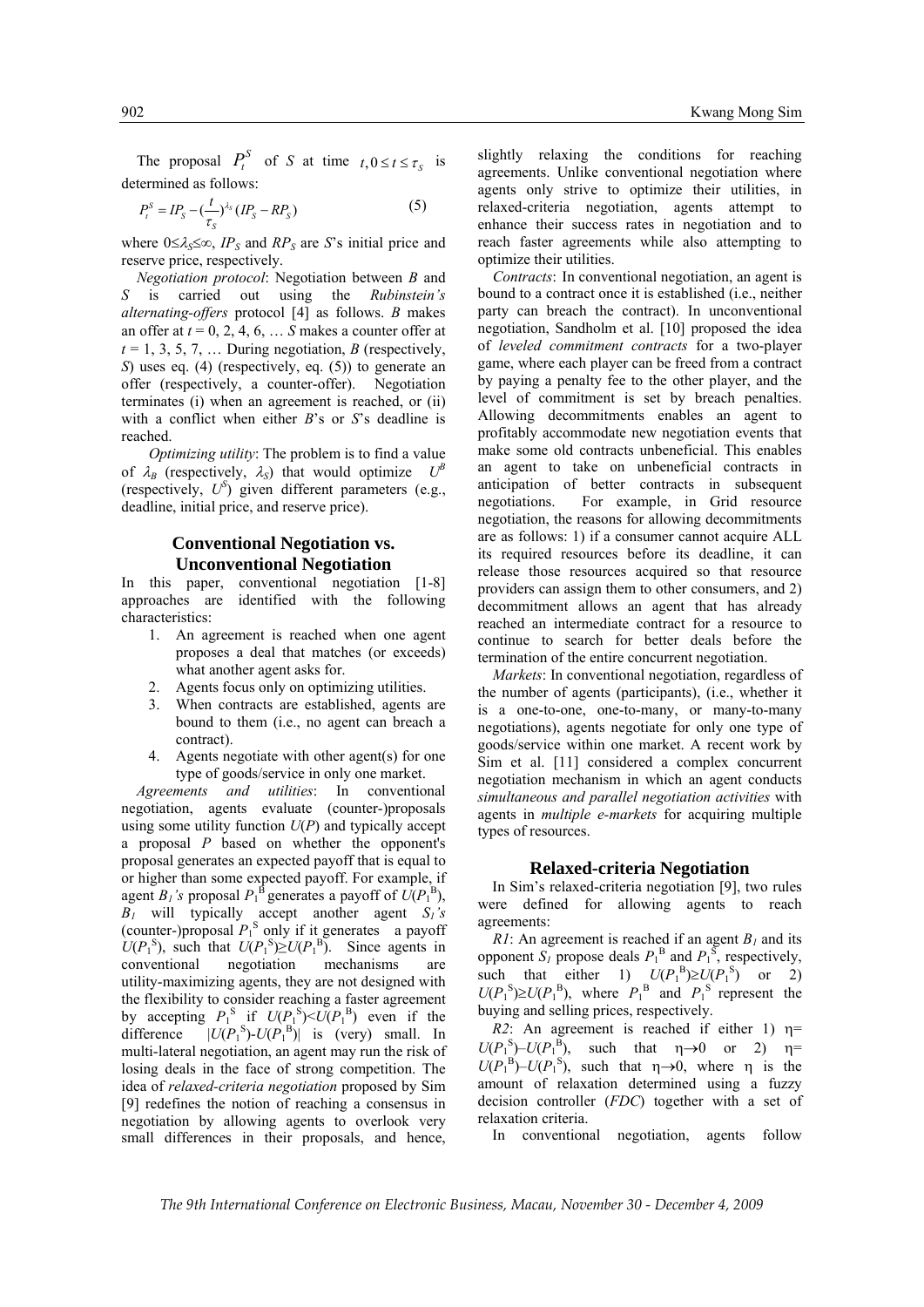The proposal $P_t^S$ of $S$ at time $t, 0 \le t \le \tau_S$ is determined as follows:

$$P_t^S = IP_S - (\frac{t}{\tau_S})^{\lambda_S}(IP_S - RP_S) \tag{5}$$

where $0 \le \lambda_S \le \infty$, $IP_S$ and $RP_S$ are $S$'s initial price and reserve price, respectively.

*Negotiation protocol*: Negotiation between $B$ and $S$ is carried out using the *Rubinstein's alternating-offers* protocol [4] as follows. $B$ makes an offer at $t = 0, 2, 4, 6, \ldots$ $S$ makes a counter offer at $t = 1, 3, 5, 7, \ldots$ During negotiation, $B$ (respectively, $S$) uses eq. (4) (respectively, eq. (5)) to generate an offer (respectively, a counter-offer). Negotiation terminates (i) when an agreement is reached, or (ii) with a conflict when either $B$'s or $S$'s deadline is reached.

*Optimizing utility*: The problem is to find a value of $\lambda_B$ (respectively, $\lambda_S$) that would optimize $U^B$ (respectively, $U^S$) given different parameters (e.g., deadline, initial price, and reserve price).

## Conventional Negotiation vs. Unconventional Negotiation

In this paper, conventional negotiation [1-8] approaches are identified with the following characteristics:

1. An agreement is reached when one agent proposes a deal that matches (or exceeds) what another agent asks for.
2. Agents focus only on optimizing utilities.
3. When contracts are established, agents are bound to them (i.e., no agent can breach a contract).
4. Agents negotiate with other agent(s) for one type of goods/service in only one market.

*Agreements and utilities*: In conventional negotiation, agents evaluate (counter-)proposals using some utility function $U(P)$ and typically accept a proposal $P$ based on whether the opponent's proposal generates an expected payoff that is equal to or higher than some expected payoff. For example, if agent $B_1$'s proposal $P_1^B$ generates a payoff of $U(P_1^B)$, $B_1$ will typically accept another agent $S_1$'s (counter-)proposal $P_1^S$ only if it generates a payoff $U(P_1^S)$, such that $U(P_1^S) \ge U(P_1^B)$. Since agents in conventional negotiation mechanisms are utility-maximizing agents, they are not designed with the flexibility to consider reaching a faster agreement by accepting $P_1^S$ if $U(P_1^S) < U(P_1^B)$ even if the difference $|U(P_1^S) - U(P_1^B)|$ is (very) small. In multi-lateral negotiation, an agent may run the risk of losing deals in the face of strong competition. The idea of *relaxed-criteria negotiation* proposed by Sim [9] redefines the notion of reaching a consensus in negotiation by allowing agents to overlook very small differences in their proposals, and hence, slightly relaxing the conditions for reaching agreements. Unlike conventional negotiation where agents only strive to optimize their utilities, in relaxed-criteria negotiation, agents attempt to enhance their success rates in negotiation and to reach faster agreements while also attempting to optimize their utilities.

*Contracts*: In conventional negotiation, an agent is bound to a contract once it is established (i.e., neither party can breach the contract). In unconventional negotiation, Sandholm et al. [10] proposed the idea of *leveled commitment contracts* for a two-player game, where each player can be freed from a contract by paying a penalty fee to the other player, and the level of commitment is set by breach penalties. Allowing decommitments enables an agent to profitably accommodate new negotiation events that make some old contracts unbeneficial. This enables an agent to take on unbeneficial contracts in anticipation of better contracts in subsequent negotiations. For example, in Grid resource negotiation, the reasons for allowing decommitments are as follows: 1) if a consumer cannot acquire ALL its required resources before its deadline, it can release those resources acquired so that resource providers can assign them to other consumers, and 2) decommitment allows an agent that has already reached an intermediate contract for a resource to continue to search for better deals before the termination of the entire concurrent negotiation.

*Markets*: In conventional negotiation, regardless of the number of agents (participants), (i.e., whether it is a one-to-one, one-to-many, or many-to-many negotiations), agents negotiate for only one type of goods/service within one market. A recent work by Sim et al. [11] considered a complex concurrent negotiation mechanism in which an agent conducts *simultaneous and parallel negotiation activities* with agents in *multiple e-markets* for acquiring multiple types of resources.

## Relaxed-criteria Negotiation

In Sim's relaxed-criteria negotiation [9], two rules were defined for allowing agents to reach agreements:

*R1*: An agreement is reached if an agent $B_1$ and its opponent $S_1$ propose deals $P_1^B$ and $P_1^S$, respectively, such that either 1) $U(P_1^B) \ge U(P_1^S)$ or 2) $U(P_1^S) \ge U(P_1^B)$, where $P_1^B$ and $P_1^S$ represent the buying and selling prices, respectively.

*R2*: An agreement is reached if either 1) $\eta = U(P_1^S) - U(P_1^B)$, such that $\eta \to 0$ or 2) $\eta = U(P_1^B) - U(P_1^S)$, such that $\eta \to 0$, where $\eta$ is the amount of relaxation determined using a fuzzy decision controller (*FDC*) together with a set of relaxation criteria.

In conventional negotiation, agents follow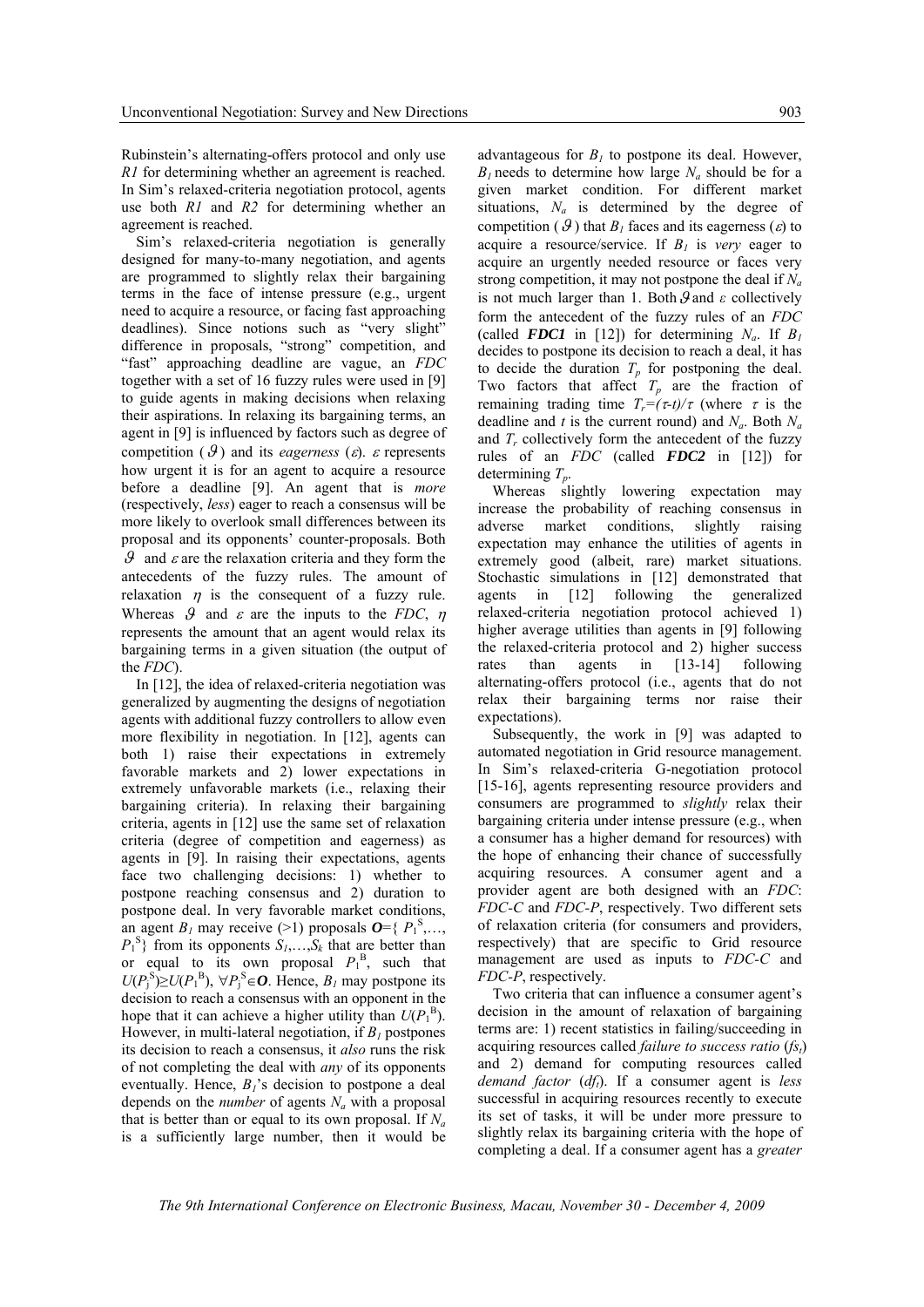Rubinstein's alternating-offers protocol and only use *R1* for determining whether an agreement is reached. In Sim's relaxed-criteria negotiation protocol, agents use both *R1* and *R2* for determining whether an agreement is reached.

Sim's relaxed-criteria negotiation is generally designed for many-to-many negotiation, and agents are programmed to slightly relax their bargaining terms in the face of intense pressure (e.g., urgent need to acquire a resource, or facing fast approaching deadlines). Since notions such as "very slight" difference in proposals, "strong" competition, and "fast" approaching deadline are vague, an *FDC* together with a set of 16 fuzzy rules were used in [9] to guide agents in making decisions when relaxing their aspirations. In relaxing its bargaining terms, an agent in [9] is influenced by factors such as degree of competition ($\vartheta$) and its *eagerness* ($\varepsilon$). $\varepsilon$ represents how urgent it is for an agent to acquire a resource before a deadline [9]. An agent that is *more* (respectively, *less*) eager to reach a consensus will be more likely to overlook small differences between its proposal and its opponents' counter-proposals. Both $\vartheta$ and $\varepsilon$ are the relaxation criteria and they form the antecedents of the fuzzy rules. The amount of relaxation $\eta$ is the consequent of a fuzzy rule. Whereas $\vartheta$ and $\varepsilon$ are the inputs to the *FDC*, $\eta$ represents the amount that an agent would relax its bargaining terms in a given situation (the output of the *FDC*).

In [12], the idea of relaxed-criteria negotiation was generalized by augmenting the designs of negotiation agents with additional fuzzy controllers to allow even more flexibility in negotiation. In [12], agents can both 1) raise their expectations in extremely favorable markets and 2) lower expectations in extremely unfavorable markets (i.e., relaxing their bargaining criteria). In relaxing their bargaining criteria, agents in [12] use the same set of relaxation criteria (degree of competition and eagerness) as agents in [9]. In raising their expectations, agents face two challenging decisions: 1) whether to postpone reaching consensus and 2) duration to postpone deal. In very favorable market conditions, an agent $B_1$ may receive (>1) proposals $\boldsymbol{O}=\{P_1^{S},\ldots, P_1^{S}\}$ from its opponents $S_1,\ldots,S_k$ that are better than or equal to its own proposal $P_1^{B}$, such that $U(P_j^{S})\geq U(P_1^{B})$, $\forall P_j^{S}\in\boldsymbol{O}$. Hence, $B_1$ may postpone its decision to reach a consensus with an opponent in the hope that it can achieve a higher utility than $U(P_1^{B})$. However, in multi-lateral negotiation, if $B_1$ postpones its decision to reach a consensus, it *also* runs the risk of not completing the deal with *any* of its opponents eventually. Hence, $B_1$'s decision to postpone a deal depends on the *number* of agents $N_a$ with a proposal that is better than or equal to its own proposal. If $N_a$ is a sufficiently large number, then it would be advantageous for $B_1$ to postpone its deal. However, $B_1$ needs to determine how large $N_a$ should be for a given market condition. For different market situations, $N_a$ is determined by the degree of competition ($\vartheta$) that $B_1$ faces and its eagerness ($\varepsilon$) to acquire a resource/service. If $B_1$ is *very* eager to acquire an urgently needed resource or faces very strong competition, it may not postpone the deal if $N_a$ is not much larger than 1. Both $\vartheta$ and $\varepsilon$ collectively form the antecedent of the fuzzy rules of an *FDC* (called ***FDC1*** in [12]) for determining $N_a$. If $B_1$ decides to postpone its decision to reach a deal, it has to decide the duration $T_p$ for postponing the deal. Two factors that affect $T_p$ are the fraction of remaining trading time $T_r=(\tau-t)/\tau$ (where $\tau$ is the deadline and $t$ is the current round) and $N_a$. Both $N_a$ and $T_r$ collectively form the antecedent of the fuzzy rules of an *FDC* (called ***FDC2*** in [12]) for determining $T_p$.

Whereas slightly lowering expectation may increase the probability of reaching consensus in adverse market conditions, slightly raising expectation may enhance the utilities of agents in extremely good (albeit, rare) market situations. Stochastic simulations in [12] demonstrated that agents in [12] following the generalized relaxed-criteria negotiation protocol achieved 1) higher average utilities than agents in [9] following the relaxed-criteria protocol and 2) higher success rates than agents in [13-14] following alternating-offers protocol (i.e., agents that do not relax their bargaining terms nor raise their expectations).

Subsequently, the work in [9] was adapted to automated negotiation in Grid resource management. In Sim's relaxed-criteria G-negotiation protocol [15-16], agents representing resource providers and consumers are programmed to *slightly* relax their bargaining criteria under intense pressure (e.g., when a consumer has a higher demand for resources) with the hope of enhancing their chance of successfully acquiring resources. A consumer agent and a provider agent are both designed with an *FDC*: *FDC-C* and *FDC-P*, respectively. Two different sets of relaxation criteria (for consumers and providers, respectively) that are specific to Grid resource management are used as inputs to *FDC-C* and *FDC-P*, respectively.

Two criteria that can influence a consumer agent's decision in the amount of relaxation of bargaining terms are: 1) recent statistics in failing/succeeding in acquiring resources called *failure to success ratio* ($fs_t$) and 2) demand for computing resources called *demand factor* ($df_t$). If a consumer agent is *less* successful in acquiring resources recently to execute its set of tasks, it will be under more pressure to slightly relax its bargaining criteria with the hope of completing a deal. If a consumer agent has a *greater*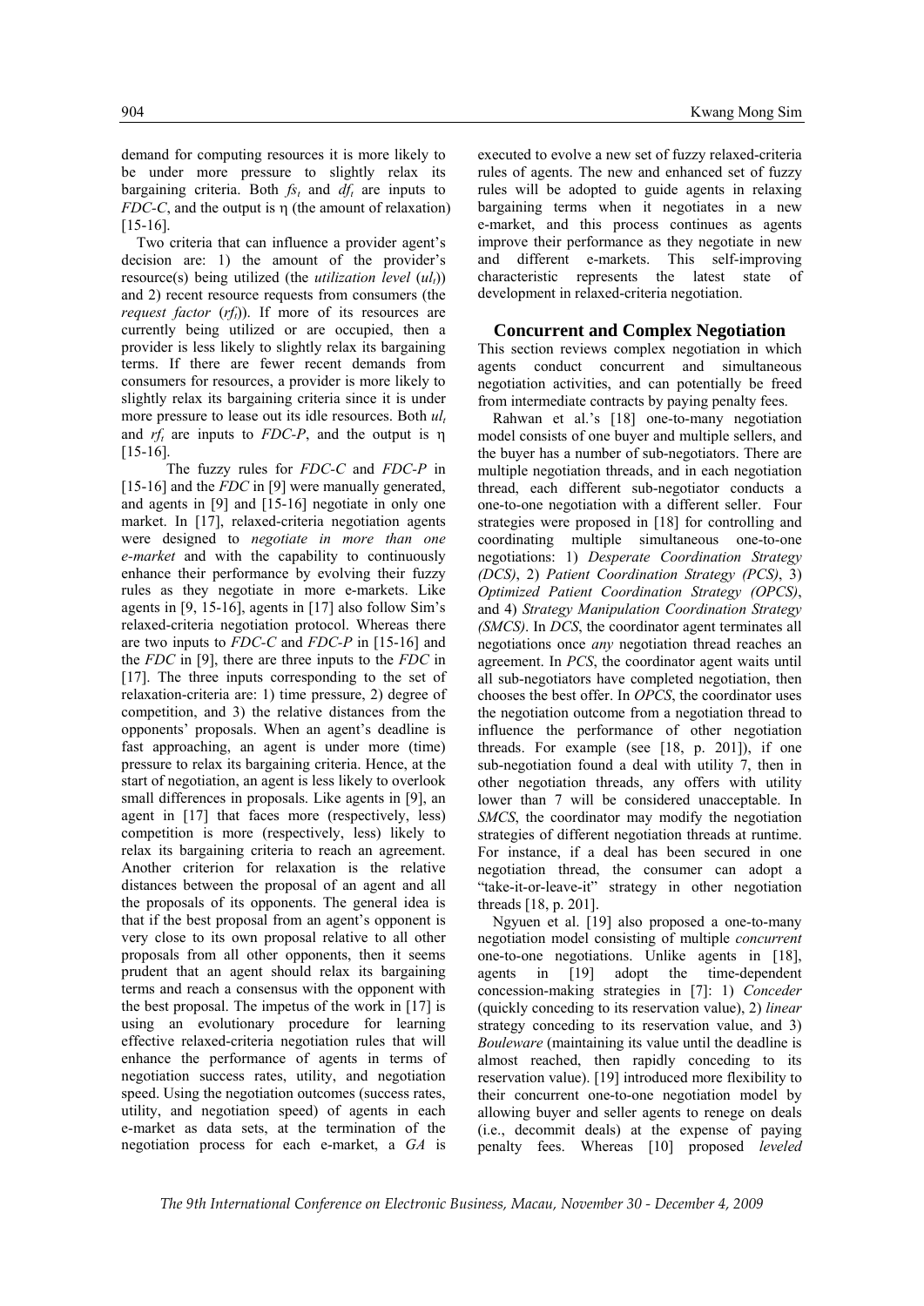demand for computing resources it is more likely to be under more pressure to slightly relax its bargaining criteria. Both $fs_t$ and $df_t$ are inputs to *FDC-C*, and the output is η (the amount of relaxation) [15-16].

Two criteria that can influence a provider agent's decision are: 1) the amount of the provider's resource(s) being utilized (the *utilization level* ($ul_t$)) and 2) recent resource requests from consumers (the *request factor* ($rf_t$)). If more of its resources are currently being utilized or are occupied, then a provider is less likely to slightly relax its bargaining terms. If there are fewer recent demands from consumers for resources, a provider is more likely to slightly relax its bargaining criteria since it is under more pressure to lease out its idle resources. Both $ul_t$ and $rf_t$ are inputs to *FDC-P*, and the output is η [15-16].

The fuzzy rules for *FDC-C* and *FDC-P* in [15-16] and the *FDC* in [9] were manually generated, and agents in [9] and [15-16] negotiate in only one market. In [17], relaxed-criteria negotiation agents were designed to *negotiate in more than one e-market* and with the capability to continuously enhance their performance by evolving their fuzzy rules as they negotiate in more e-markets. Like agents in [9, 15-16], agents in [17] also follow Sim's relaxed-criteria negotiation protocol. Whereas there are two inputs to *FDC-C* and *FDC-P* in [15-16] and the *FDC* in [9], there are three inputs to the *FDC* in [17]. The three inputs corresponding to the set of relaxation-criteria are: 1) time pressure, 2) degree of competition, and 3) the relative distances from the opponents' proposals. When an agent's deadline is fast approaching, an agent is under more (time) pressure to relax its bargaining criteria. Hence, at the start of negotiation, an agent is less likely to overlook small differences in proposals. Like agents in [9], an agent in [17] that faces more (respectively, less) competition is more (respectively, less) likely to relax its bargaining criteria to reach an agreement. Another criterion for relaxation is the relative distances between the proposal of an agent and all the proposals of its opponents. The general idea is that if the best proposal from an agent's opponent is very close to its own proposal relative to all other proposals from all other opponents, then it seems prudent that an agent should relax its bargaining terms and reach a consensus with the opponent with the best proposal. The impetus of the work in [17] is using an evolutionary procedure for learning effective relaxed-criteria negotiation rules that will enhance the performance of agents in terms of negotiation success rates, utility, and negotiation speed. Using the negotiation outcomes (success rates, utility, and negotiation speed) of agents in each e-market as data sets, at the termination of the negotiation process for each e-market, a *GA* is executed to evolve a new set of fuzzy relaxed-criteria rules of agents. The new and enhanced set of fuzzy rules will be adopted to guide agents in relaxing bargaining terms when it negotiates in a new e-market, and this process continues as agents improve their performance as they negotiate in new and different e-markets. This self-improving characteristic represents the latest state of development in relaxed-criteria negotiation.

## Concurrent and Complex Negotiation

This section reviews complex negotiation in which agents conduct concurrent and simultaneous negotiation activities, and can potentially be freed from intermediate contracts by paying penalty fees.

Rahwan et al.'s [18] one-to-many negotiation model consists of one buyer and multiple sellers, and the buyer has a number of sub-negotiators. There are multiple negotiation threads, and in each negotiation thread, each different sub-negotiator conducts a one-to-one negotiation with a different seller. Four strategies were proposed in [18] for controlling and coordinating multiple simultaneous one-to-one negotiations: 1) *Desperate Coordination Strategy (DCS)*, 2) *Patient Coordination Strategy (PCS)*, 3) *Optimized Patient Coordination Strategy (OPCS)*, and 4) *Strategy Manipulation Coordination Strategy (SMCS)*. In *DCS*, the coordinator agent terminates all negotiations once *any* negotiation thread reaches an agreement. In *PCS*, the coordinator agent waits until all sub-negotiators have completed negotiation, then chooses the best offer. In *OPCS*, the coordinator uses the negotiation outcome from a negotiation thread to influence the performance of other negotiation threads. For example (see [18, p. 201]), if one sub-negotiation found a deal with utility 7, then in other negotiation threads, any offers with utility lower than 7 will be considered unacceptable. In *SMCS*, the coordinator may modify the negotiation strategies of different negotiation threads at runtime. For instance, if a deal has been secured in one negotiation thread, the consumer can adopt a "take-it-or-leave-it" strategy in other negotiation threads [18, p. 201].

Ngyuen et al. [19] also proposed a one-to-many negotiation model consisting of multiple *concurrent* one-to-one negotiations. Unlike agents in [18], agents in [19] adopt the time-dependent concession-making strategies in [7]: 1) *Conceder* (quickly conceding to its reservation value), 2) *linear* strategy conceding to its reservation value, and 3) *Bouleware* (maintaining its value until the deadline is almost reached, then rapidly conceding to its reservation value). [19] introduced more flexibility to their concurrent one-to-one negotiation model by allowing buyer and seller agents to renege on deals (i.e., decommit deals) at the expense of paying penalty fees. Whereas [10] proposed *leveled*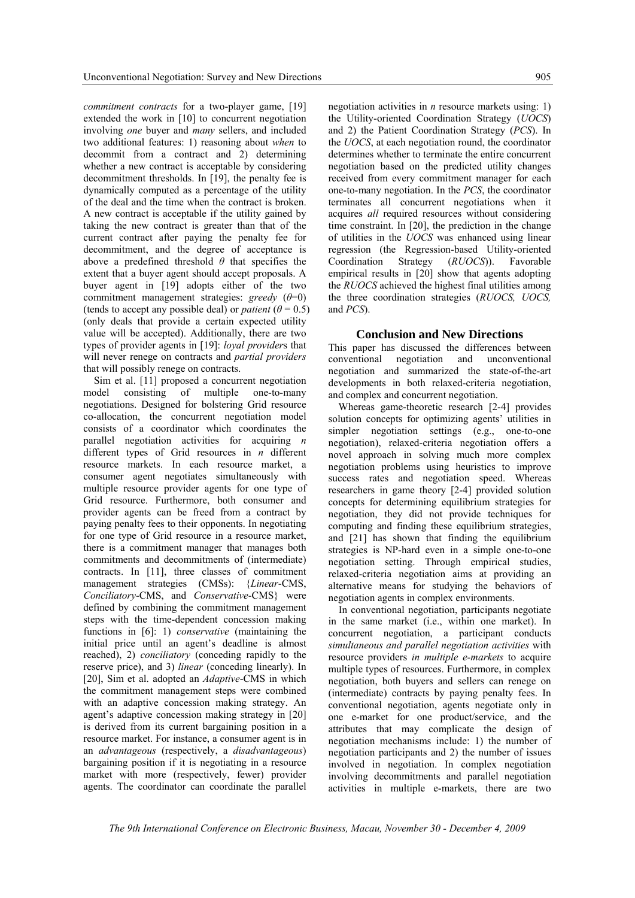*commitment contracts* for a two-player game, [19] extended the work in [10] to concurrent negotiation involving *one* buyer and *many* sellers, and included two additional features: 1) reasoning about *when* to decommit from a contract and 2) determining whether a new contract is acceptable by considering decommitment thresholds. In [19], the penalty fee is dynamically computed as a percentage of the utility of the deal and the time when the contract is broken. A new contract is acceptable if the utility gained by taking the new contract is greater than that of the current contract after paying the penalty fee for decommitment, and the degree of acceptance is above a predefined threshold $\theta$ that specifies the extent that a buyer agent should accept proposals. A buyer agent in [19] adopts either of the two commitment management strategies: *greedy* ($\theta$=0) (tends to accept any possible deal) or *patient* ($\theta$ = 0.5) (only deals that provide a certain expected utility value will be accepted). Additionally, there are two types of provider agents in [19]: *loyal provider*s that will never renege on contracts and *partial providers* that will possibly renege on contracts.

Sim et al. [11] proposed a concurrent negotiation model consisting of multiple one-to-many negotiations. Designed for bolstering Grid resource co-allocation, the concurrent negotiation model consists of a coordinator which coordinates the parallel negotiation activities for acquiring *n* different types of Grid resources in *n* different resource markets. In each resource market, a consumer agent negotiates simultaneously with multiple resource provider agents for one type of Grid resource. Furthermore, both consumer and provider agents can be freed from a contract by paying penalty fees to their opponents. In negotiating for one type of Grid resource in a resource market, there is a commitment manager that manages both commitments and decommitments of (intermediate) contracts. In [11], three classes of commitment management strategies (CMSs): {*Linear*-CMS, *Conciliatory*-CMS, and *Conservative*-CMS} were defined by combining the commitment management steps with the time-dependent concession making functions in [6]: 1) *conservative* (maintaining the initial price until an agent's deadline is almost reached), 2) *conciliatory* (conceding rapidly to the reserve price), and 3) *linear* (conceding linearly). In [20], Sim et al. adopted an *Adaptive*-CMS in which the commitment management steps were combined with an adaptive concession making strategy. An agent's adaptive concession making strategy in [20] is derived from its current bargaining position in a resource market. For instance, a consumer agent is in an *advantageous* (respectively, a *disadvantageous*) bargaining position if it is negotiating in a resource market with more (respectively, fewer) provider agents. The coordinator can coordinate the parallel negotiation activities in *n* resource markets using: 1) the Utility-oriented Coordination Strategy (*UOCS*) and 2) the Patient Coordination Strategy (*PCS*). In the *UOCS*, at each negotiation round, the coordinator determines whether to terminate the entire concurrent negotiation based on the predicted utility changes received from every commitment manager for each one-to-many negotiation. In the *PCS*, the coordinator terminates all concurrent negotiations when it acquires *all* required resources without considering time constraint. In [20], the prediction in the change of utilities in the *UOCS* was enhanced using linear regression (the Regression-based Utility-oriented Coordination Strategy (*RUOCS*)). Favorable empirical results in [20] show that agents adopting the *RUOCS* achieved the highest final utilities among the three coordination strategies (*RUOCS, UOCS,* and *PCS*).

## Conclusion and New Directions

This paper has discussed the differences between conventional negotiation and unconventional negotiation and summarized the state-of-the-art developments in both relaxed-criteria negotiation, and complex and concurrent negotiation.

Whereas game-theoretic research [2-4] provides solution concepts for optimizing agents' utilities in simpler negotiation settings (e.g., one-to-one negotiation), relaxed-criteria negotiation offers a novel approach in solving much more complex negotiation problems using heuristics to improve success rates and negotiation speed. Whereas researchers in game theory [2-4] provided solution concepts for determining equilibrium strategies for negotiation, they did not provide techniques for computing and finding these equilibrium strategies, and [21] has shown that finding the equilibrium strategies is NP-hard even in a simple one-to-one negotiation setting. Through empirical studies, relaxed-criteria negotiation aims at providing an alternative means for studying the behaviors of negotiation agents in complex environments.

In conventional negotiation, participants negotiate in the same market (i.e., within one market). In concurrent negotiation, a participant conducts *simultaneous and parallel negotiation activities* with resource providers *in multiple e-markets* to acquire multiple types of resources. Furthermore, in complex negotiation, both buyers and sellers can renege on (intermediate) contracts by paying penalty fees. In conventional negotiation, agents negotiate only in one e-market for one product/service, and the attributes that may complicate the design of negotiation mechanisms include: 1) the number of negotiation participants and 2) the number of issues involved in negotiation. In complex negotiation involving decommitments and parallel negotiation activities in multiple e-markets, there are two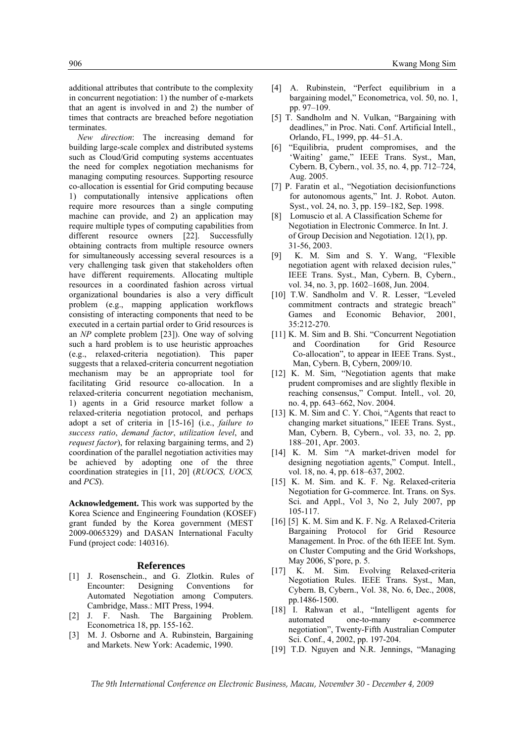additional attributes that contribute to the complexity in concurrent negotiation: 1) the number of e-markets that an agent is involved in and 2) the number of times that contracts are breached before negotiation terminates.

*New direction*: The increasing demand for building large-scale complex and distributed systems such as Cloud/Grid computing systems accentuates the need for complex negotiation mechanisms for managing computing resources. Supporting resource co-allocation is essential for Grid computing because 1) computationally intensive applications often require more resources than a single computing machine can provide, and 2) an application may require multiple types of computing capabilities from different resource owners [22]. Successfully obtaining contracts from multiple resource owners for simultaneously accessing several resources is a very challenging task given that stakeholders often have different requirements. Allocating multiple resources in a coordinated fashion across virtual organizational boundaries is also a very difficult problem (e.g., mapping application workflows consisting of interacting components that need to be executed in a certain partial order to Grid resources is an *NP* complete problem [23]). One way of solving such a hard problem is to use heuristic approaches (e.g., relaxed-criteria negotiation). This paper suggests that a relaxed-criteria concurrent negotiation mechanism may be an appropriate tool for facilitating Grid resource co-allocation. In a relaxed-criteria concurrent negotiation mechanism, 1) agents in a Grid resource market follow a relaxed-criteria negotiation protocol, and perhaps adopt a set of criteria in [15-16] (i.e., *failure to success ratio*, *demand factor*, *utilization level*, and *request factor*), for relaxing bargaining terms, and 2) coordination of the parallel negotiation activities may be achieved by adopting one of the three coordination strategies in [11, 20] (*RUOCS, UOCS,* and *PCS*).

**Acknowledgement.** This work was supported by the Korea Science and Engineering Foundation (KOSEF) grant funded by the Korea government (MEST 2009-0065329) and DASAN International Faculty Fund (project code: 140316).

## References

[1] J. Rosenschein., and G. Zlotkin. Rules of Encounter: Designing Conventions for Automated Negotiation among Computers. Cambridge, Mass.: MIT Press, 1994.

[2] J. F. Nash. The Bargaining Problem. Econometrica 18, pp. 155-162.

[3] M. J. Osborne and A. Rubinstein, Bargaining and Markets. New York: Academic, 1990.

[4] A. Rubinstein, "Perfect equilibrium in a bargaining model," Econometrica, vol. 50, no. 1, pp. 97–109.

[5] T. Sandholm and N. Vulkan, "Bargaining with deadlines," in Proc. Nati. Conf. Artificial Intell., Orlando, FL, 1999, pp. 44–51.A.

[6] "Equilibria, prudent compromises, and the 'Waiting' game," IEEE Trans. Syst., Man, Cybern. B, Cybern., vol. 35, no. 4, pp. 712–724, Aug. 2005.

[7] P. Faratin et al., "Negotiation decisionfunctions for autonomous agents," Int. J. Robot. Auton. Syst., vol. 24, no. 3, pp. 159–182, Sep. 1998.

[8] Lomuscio et al. A Classification Scheme for Negotiation in Electronic Commerce. In Int. J. of Group Decision and Negotiation. 12(1), pp. 31-56, 2003.

[9] K. M. Sim and S. Y. Wang, "Flexible negotiation agent with relaxed decision rules," IEEE Trans. Syst., Man, Cybern. B, Cybern., vol. 34, no. 3, pp. 1602–1608, Jun. 2004.

[10] T.W. Sandholm and V. R. Lesser, "Leveled commitment contracts and strategic breach" Games and Economic Behavior, 2001, 35:212-270.

[11] K. M. Sim and B. Shi. "Concurrent Negotiation and Coordination for Grid Resource Co-allocation", to appear in IEEE Trans. Syst., Man, Cybern. B, Cybern, 2009/10.

[12] K. M. Sim, "Negotiation agents that make prudent compromises and are slightly flexible in reaching consensus," Comput. Intell., vol. 20, no. 4, pp. 643–662, Nov. 2004.

[13] K. M. Sim and C. Y. Choi, "Agents that react to changing market situations," IEEE Trans. Syst., Man, Cybern. B, Cybern., vol. 33, no. 2, pp. 188–201, Apr. 2003.

[14] K. M. Sim "A market-driven model for designing negotiation agents," Comput. Intell., vol. 18, no. 4, pp. 618–637, 2002.

[15] K. M. Sim. and K. F. Ng. Relaxed-criteria Negotiation for G-commerce. Int. Trans. on Sys. Sci. and Appl., Vol 3, No 2, July 2007, pp 105-117.

[16] [5] K. M. Sim and K. F. Ng. A Relaxed-Criteria Bargaining Protocol for Grid Resource Management. In Proc. of the 6th IEEE Int. Sym. on Cluster Computing and the Grid Workshops, May 2006, S'pore, p. 5.

[17] K. M. Sim. Evolving Relaxed-criteria Negotiation Rules. IEEE Trans. Syst., Man, Cybern. B, Cybern., Vol. 38, No. 6, Dec., 2008, pp.1486-1500.

[18] I. Rahwan et al., "Intelligent agents for automated one-to-many e-commerce negotiation", Twenty-Fifth Australian Computer Sci. Conf., 4, 2002, pp. 197-204.

[19] T.D. Nguyen and N.R. Jennings, "Managing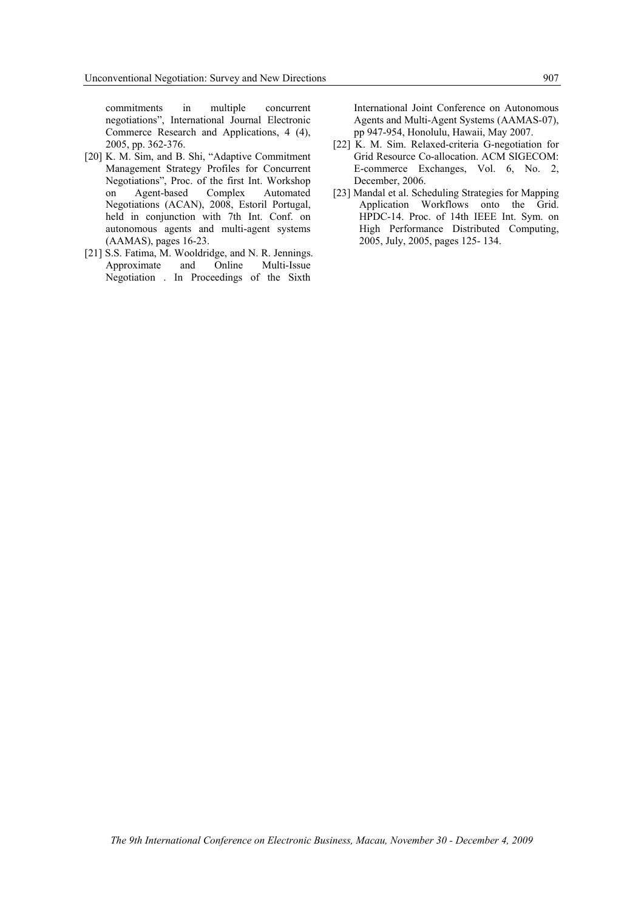commitments in multiple concurrent negotiations", International Journal Electronic Commerce Research and Applications, 4 (4), 2005, pp. 362-376.

[20] K. M. Sim, and B. Shi, "Adaptive Commitment Management Strategy Profiles for Concurrent Negotiations", Proc. of the first Int. Workshop on Agent-based Complex Automated Negotiations (ACAN), 2008, Estoril Portugal, held in conjunction with 7th Int. Conf. on autonomous agents and multi-agent systems (AAMAS), pages 16-23.

[21] S.S. Fatima, M. Wooldridge, and N. R. Jennings. Approximate and Online Multi-Issue Negotiation . In Proceedings of the Sixth International Joint Conference on Autonomous Agents and Multi-Agent Systems (AAMAS-07), pp 947-954, Honolulu, Hawaii, May 2007.

[22] K. M. Sim. Relaxed-criteria G-negotiation for Grid Resource Co-allocation. ACM SIGECOM: E-commerce Exchanges, Vol. 6, No. 2, December, 2006.

[23] Mandal et al. Scheduling Strategies for Mapping Application Workflows onto the Grid. HPDC-14. Proc. of 14th IEEE Int. Sym. on High Performance Distributed Computing, 2005, July, 2005, pages 125- 134.